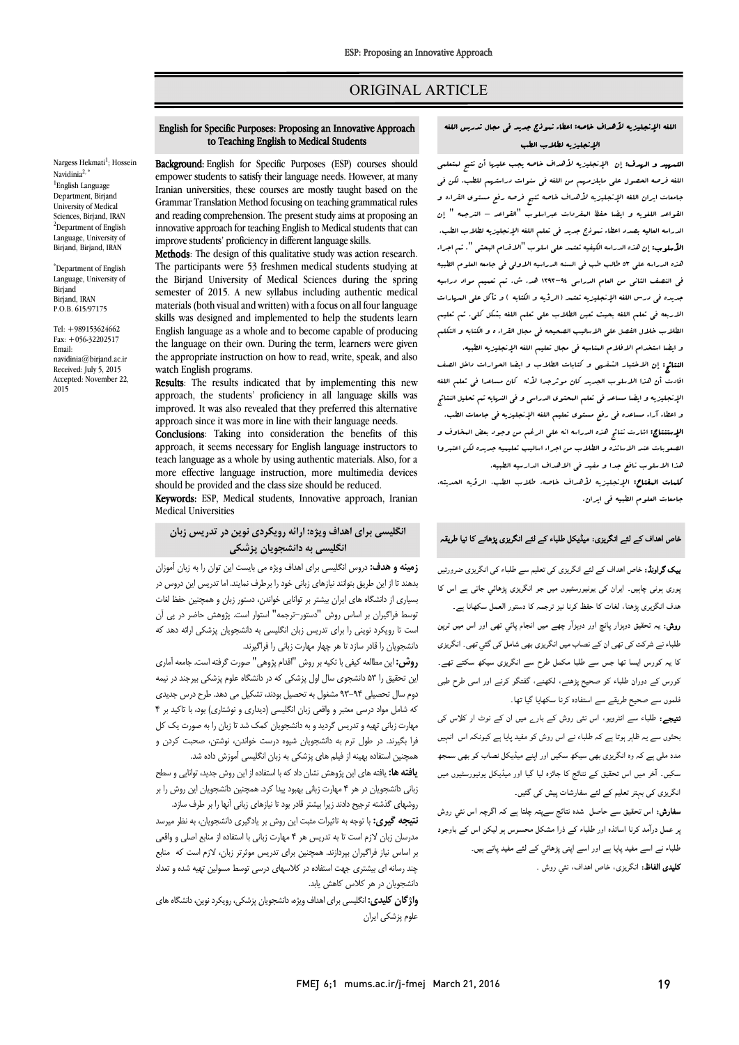ORIGINAL ARTICLE

# English for Specific Purposes: Proposing an Innovative Approach to Teaching English to Medical Students

Nargess Hekmati[1]; Hossein Navidinia[2,*]

[1]English Language Department, Birjand University of Medical Sciences, Birjand, IRAN
[2]Department of English Language, University of Birjand, Birjand, IRAN

*Department of English Language, University of Birjand
Birjand, IRAN
P.O.B. 615/97175

Tel: +989153624662
Fax: +056-32202517
Email: navidinia@birjand.ac.ir
Received: July 5, 2015
Accepted: November 22, 2015

**Background:** English for Specific Purposes (ESP) courses should empower students to satisfy their language needs. However, at many Iranian universities, these courses are mostly taught based on the Grammar Translation Method focusing on teaching grammatical rules and reading comprehension. The present study aims at proposing an innovative approach for teaching English to Medical students that can improve students' proficiency in different language skills.

**Methods**: The design of this qualitative study was action research. The participants were 53 freshmen medical students studying at the Birjand University of Medical Sciences during the spring semester of 2015. A new syllabus including authentic medical materials (both visual and written) with a focus on all four language skills was designed and implemented to help the students learn English language as a whole and to become capable of producing the language on their own. During the term, learners were given the appropriate instruction on how to read, write, speak, and also watch English programs.

**Results**: The results indicated that by implementing this new approach, the students' proficiency in all language skills was improved. It was also revealed that they preferred this alternative approach since it was more in line with their language needs.

**Conclusions**: Taking into consideration the benefits of this approach, it seems necessary for English language instructors to teach language as a whole by using authentic materials. Also, for a more effective language instruction, more multimedia devices should be provided and the class size should be reduced.

**Keywords**: ESP, Medical students, Innovative approach, Iranian Medical Universities

## اللغه الإنجليزيه لأهداف خاصه: اعطاء نموذج جديد في مجال تدريس اللغه الإنجليزيه لطلاب الطب

**التمهيد و الهدف:** إن الإنجليزيه لأهداف خاصه يجب عليها أن تتيح لمتعلمي اللغه فرصه الحصول على مايلزمهم من اللغه في سنوات دراستهم للطب. لكن في جامعات ايران اللغه الإنجليزيه لأهداف خاصه تتيح فرصه رفع مستوى القراءه و القواعد اللغويه و ايضا حفظ المفردات عبراسلوب "القواعد – الترجمه " إن الدراسه الحاليه بصدد اعطاء نموذج جديد في تعلم اللغه الإنجليزيه لطلاب الطب.

**الأسلوب:** إن هذه الدراسه الكيفيه تعتمد على اسلوب "الاقدام البحثي". تم اجراء هذه الدراسه على ۵۳ طالب طب في السنه الدراسيه الاولى في جامعه العلوم الطبيه في النصف الثاني من العام الدراسي ۹۴-۱۳۹۳ هـ. ش. تم تعميم مواد دراسيه جديده في درس اللغه الإنجليزيه تعتمد (الرؤيه و الكتابه ) و تأكد على المهارات الاربعه في تعلم اللغه بحيث تعين الطلاب على تعلم اللغه بشكل كلي. تم تعليم الطلاب خلال الفصل على الاساليب الصحيحه في مجال القراءه و الكتابه و التكلم و ايضا استخدام الافلام المناسبه في مجال تعليم اللغه الإنجليزيه الطبيه.

**النتائج:** إن الاختبار الشفهي و كتابات الطلاب و ايضا الحوارات داخل الصف افادت أن هذا الاسلوب الجديد كان موثرجدا لأنه كان مساعدا في تعلم اللغه الإنجليزيه و ايضا مساعد في تعلم المحتوى الدراسي و في النهايه تم تحليل النتائج و اعطاء آراء مساعده في رفع مستوى تعليم اللغه الإنجليزيه في جامعات الطب.

**الإستنتاج:** اشارت نتائج هذه الدراسه انه على الرغم من وجود بعض المخاوف و الصعوبات عند الاساتذه و الطلاب من اجراء اساليب تعليميه جديده لكن اعتبروا هذا الاسلوب نافع جدا و مفيد في الاهداف الدراسيه الطبيه.

**كلمات المفتاح:** الإنجليزيه لأهداف خاصه، طلاب الطب، الرؤيه الحديثه، جامعات العلوم الطبيه في ايران.

## انگلیسی برای اهداف ویژه: ارائه رویکردی نوین در تدریس زبان انگلیسی به دانشجویان پزشکی

**زمینه و هدف:** دروس انگلیسی برای اهداف ویژه می بایست این توان را به زبان آموزان بدهند تا از این طریق بتوانند نیازهای زبانی خود را برطرف نمایند. اما تدریس این دروس در بسیاری از دانشگاه های ایران بیشتر بر توانایی خواندن، دستور زبان و همچنین حفظ لغات توسط فراگیران بر اساس روش "دستور-ترجمه" استوار است. پژوهش حاضر در پی آن است تا رویکرد نوینی را برای تدریس زبان انگلیسی به دانشجویان پزشکی ارائه دهد که دانشجویان را قادر سازد تا هر چهار مهارت زبانی را فراگیرند.

**روش:** این مطالعه کیفی با تکیه بر روش "اقدام پژوهی" صورت گرفته است. جامعه آماری این تحقیق را ۵۳ دانشجوی سال اول پزشکی که در دانشگاه علوم پزشکی بیرجند در نیمه دوم سال تحصیلی ۹۴-۹۳ مشغول به تحصیل بودند، تشکیل می دهد. طرح درس جدیدی که شامل مواد درسی معتبر و واقعی زبان انگلیسی (دیداری و نوشتاری) بود، با تاکید بر ۴ مهارت زبانی تهیه و تدریس گردید و به دانشجویان کمک شد تا زبان را به صورت یک کل فرا بگیرند. در طول ترم به دانشجویان شیوه درست خواندن، نوشتن، صحبت کردن و همچنین استفاده بهینه از فیلم های پزشکی به زبان انگلیسی آموزش داده شد.

**یافته ها:** یافته های این پژوهش نشان داد که با استفاده از این روش جدید، توانایی و سطح زبانی دانشجویان در هر ۴ مهارت زبانی بهبود پیدا کرد. همچنین دانشجویان این روش را بر روشهای گذشته ترجیح دادند زیرا بیشتر قادر بود تا نیازهای زبانی آنها را بر طرف سازد.

**نتیجه گیری:** با توجه به تاثیرات مثبت این روش بر یادگیری دانشجویان، به نظر میرسد مدرسان زبان لازم است تا به تدریس هر ۴ مهارت زبانی با استفاده از منابع اصلی و واقعی بر اساس نیاز فراگیران بپردازند. همچنین برای تدریس موثرتر زبان، لازم است که منابع چند رسانه ای بیشتری جهت استفاده در کلاسهای درسی توسط مسولین تهیه شده و تعداد دانشجویان در هر کلاس کاهش یابد.

**واژگان کلیدی:** انگلیسی برای اهداف ویژه، دانشجویان پزشکی، رویکرد نوین، دانشگاه های علوم پزشکی ایران

## خاص اهداف کے لئے انگریزی: میڈیکل طلباء کے لئے انگریزی پڑھانے کا نیا طریقہ

**بیک گراونڈ:** خاص اھداف کے لئے انگریزی کی تعلیم سے طلباء کی انگریزی ضرورتیں پوری ہونی چاہیں. ایران کی یونیورسٹیوں میں جو انگریزی پڑھائي جاتی ہے اس کا ھدف انگریزی پڑھنا، لغات کا حفظ کرنا نیز ترجمہ کا دستور العمل سکھانا ہے۔

**روش:** یہ تحقیق دوہزار پانچ اور دوہزآر چھے میں انجام پائي تھی اور اس میں ترپن طلباء نے شرکت کی تھی ان کے نصاب میں انگریزی بھی شامل کی گئي تھی۔ انگریزی کا یہ کورس ایسا تھا جس سے طلبا مکمل طرح سے انگریزی سیکھ سکتے تھے۔ کورس کے دوران طلباء کو صحیح پڑھنے، لکھنے، گفتگو کرنے اور اسی طرح طبی فلموں سے صحیح طریقے سے استفادہ کرنا سکھایا گیا تھا۔

**نتیجے:** طلباء سے انٹرویو، اس نئی روش کے بارے میں ان کے نوٹ ار کلاس کی بحثوں سے یہ ظاہر ہوتا ہے کہ طلباء نے اس روش کو مفید پایا ہے کیونکہ اس انہیں مدد ملی ہے کہ وہ انگریزی بھی سیکھ سکیں اور اپنے میڈیکل نصاب کو بھی سمجھ سکیں۔ آخر میں اس تحقیق کے نتائج کا جائزہ لیا گيا اور میڈیکل یونیورسٹیوں میں انگریزی کی بہتر تعلیم کے لئے سفارشات پیش کی گئيں۔

**سفارش:** اس تحقیق سے حاصل شدہ نتائج سےپتہ چلتا ہے کہ اگرچہ اس نئي روش پر عمل درآمد کرنا اساتذہ اور طلباء کے ذرا مشکل محسوس ہو لیکن اس کے باوجود طلباء نے اسے مفید پایا ہے اور اسے اپنی پڑھائي کے لئے مفید پاتے ہیں.

**کلیدی الفاظ:** انگریزی، خاص اھداف، نئي روش .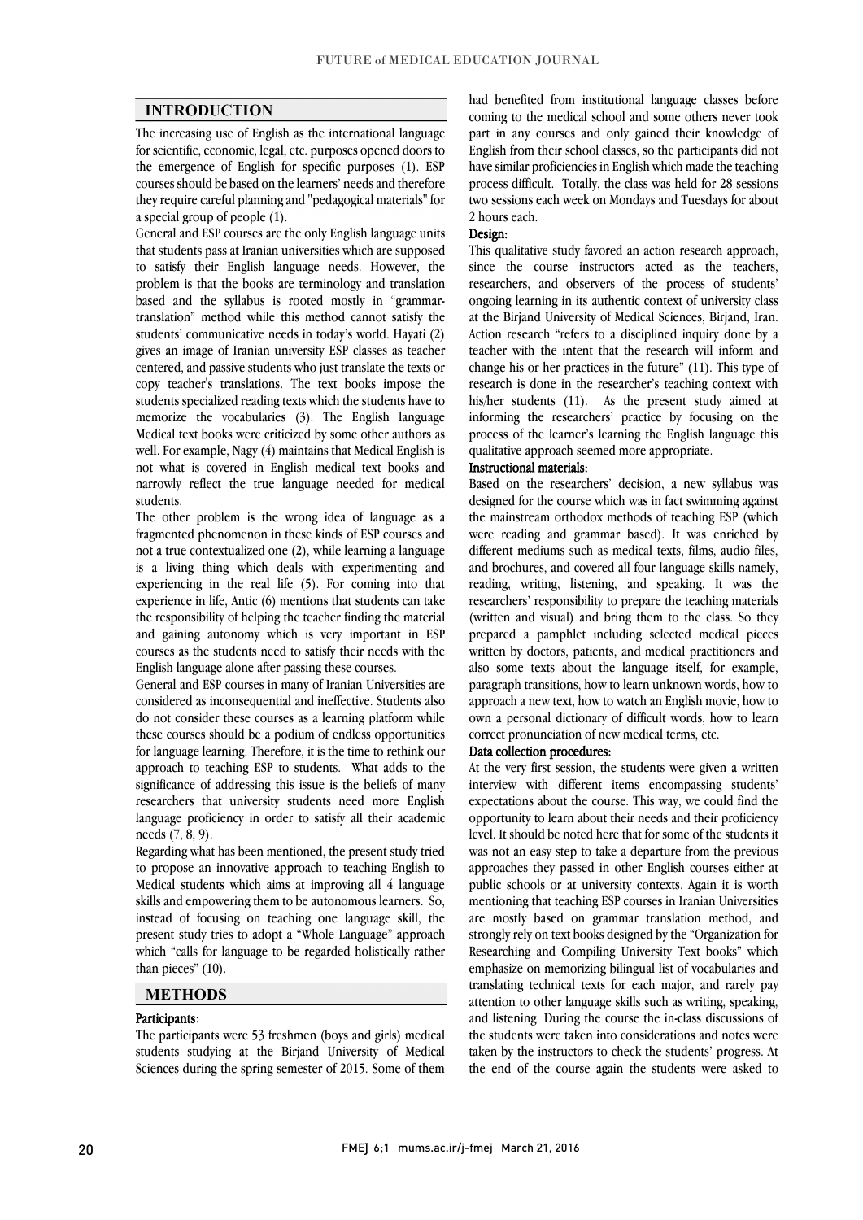## INTRODUCTION

The increasing use of English as the international language for scientific, economic, legal, etc. purposes opened doors to the emergence of English for specific purposes (1). ESP courses should be based on the learners' needs and therefore they require careful planning and "pedagogical materials" for a special group of people (1).

General and ESP courses are the only English language units that students pass at Iranian universities which are supposed to satisfy their English language needs. However, the problem is that the books are terminology and translation based and the syllabus is rooted mostly in "grammar-translation" method while this method cannot satisfy the students' communicative needs in today's world. Hayati (2) gives an image of Iranian university ESP classes as teacher centered, and passive students who just translate the texts or copy teacher's translations. The text books impose the students specialized reading texts which the students have to memorize the vocabularies (3). The English language Medical text books were criticized by some other authors as well. For example, Nagy (4) maintains that Medical English is not what is covered in English medical text books and narrowly reflect the true language needed for medical students.

The other problem is the wrong idea of language as a fragmented phenomenon in these kinds of ESP courses and not a true contextualized one (2), while learning a language is a living thing which deals with experimenting and experiencing in the real life (5). For coming into that experience in life, Antic (6) mentions that students can take the responsibility of helping the teacher finding the material and gaining autonomy which is very important in ESP courses as the students need to satisfy their needs with the English language alone after passing these courses.

General and ESP courses in many of Iranian Universities are considered as inconsequential and ineffective. Students also do not consider these courses as a learning platform while these courses should be a podium of endless opportunities for language learning. Therefore, it is the time to rethink our approach to teaching ESP to students. What adds to the significance of addressing this issue is the beliefs of many researchers that university students need more English language proficiency in order to satisfy all their academic needs (7, 8, 9).

Regarding what has been mentioned, the present study tried to propose an innovative approach to teaching English to Medical students which aims at improving all 4 language skills and empowering them to be autonomous learners. So, instead of focusing on teaching one language skill, the present study tries to adopt a "Whole Language" approach which "calls for language to be regarded holistically rather than pieces" (10).

## METHODS

### Participants:

The participants were 53 freshmen (boys and girls) medical students studying at the Birjand University of Medical Sciences during the spring semester of 2015. Some of them had benefited from institutional language classes before coming to the medical school and some others never took part in any courses and only gained their knowledge of English from their school classes, so the participants did not have similar proficiencies in English which made the teaching process difficult. Totally, the class was held for 28 sessions two sessions each week on Mondays and Tuesdays for about 2 hours each.

### Design:

This qualitative study favored an action research approach, since the course instructors acted as the teachers, researchers, and observers of the process of students' ongoing learning in its authentic context of university class at the Birjand University of Medical Sciences, Birjand, Iran. Action research "refers to a disciplined inquiry done by a teacher with the intent that the research will inform and change his or her practices in the future" (11). This type of research is done in the researcher's teaching context with his/her students (11). As the present study aimed at informing the researchers' practice by focusing on the process of the learner's learning the English language this qualitative approach seemed more appropriate.

### Instructional materials:

Based on the researchers' decision, a new syllabus was designed for the course which was in fact swimming against the mainstream orthodox methods of teaching ESP (which were reading and grammar based). It was enriched by different mediums such as medical texts, films, audio files, and brochures, and covered all four language skills namely, reading, writing, listening, and speaking. It was the researchers' responsibility to prepare the teaching materials (written and visual) and bring them to the class. So they prepared a pamphlet including selected medical pieces written by doctors, patients, and medical practitioners and also some texts about the language itself, for example, paragraph transitions, how to learn unknown words, how to approach a new text, how to watch an English movie, how to own a personal dictionary of difficult words, how to learn correct pronunciation of new medical terms, etc.

### Data collection procedures:

At the very first session, the students were given a written interview with different items encompassing students' expectations about the course. This way, we could find the opportunity to learn about their needs and their proficiency level. It should be noted here that for some of the students it was not an easy step to take a departure from the previous approaches they passed in other English courses either at public schools or at university contexts. Again it is worth mentioning that teaching ESP courses in Iranian Universities are mostly based on grammar translation method, and strongly rely on text books designed by the "Organization for Researching and Compiling University Text books" which emphasize on memorizing bilingual list of vocabularies and translating technical texts for each major, and rarely pay attention to other language skills such as writing, speaking, and listening. During the course the in-class discussions of the students were taken into considerations and notes were taken by the instructors to check the students' progress. At the end of the course again the students were asked to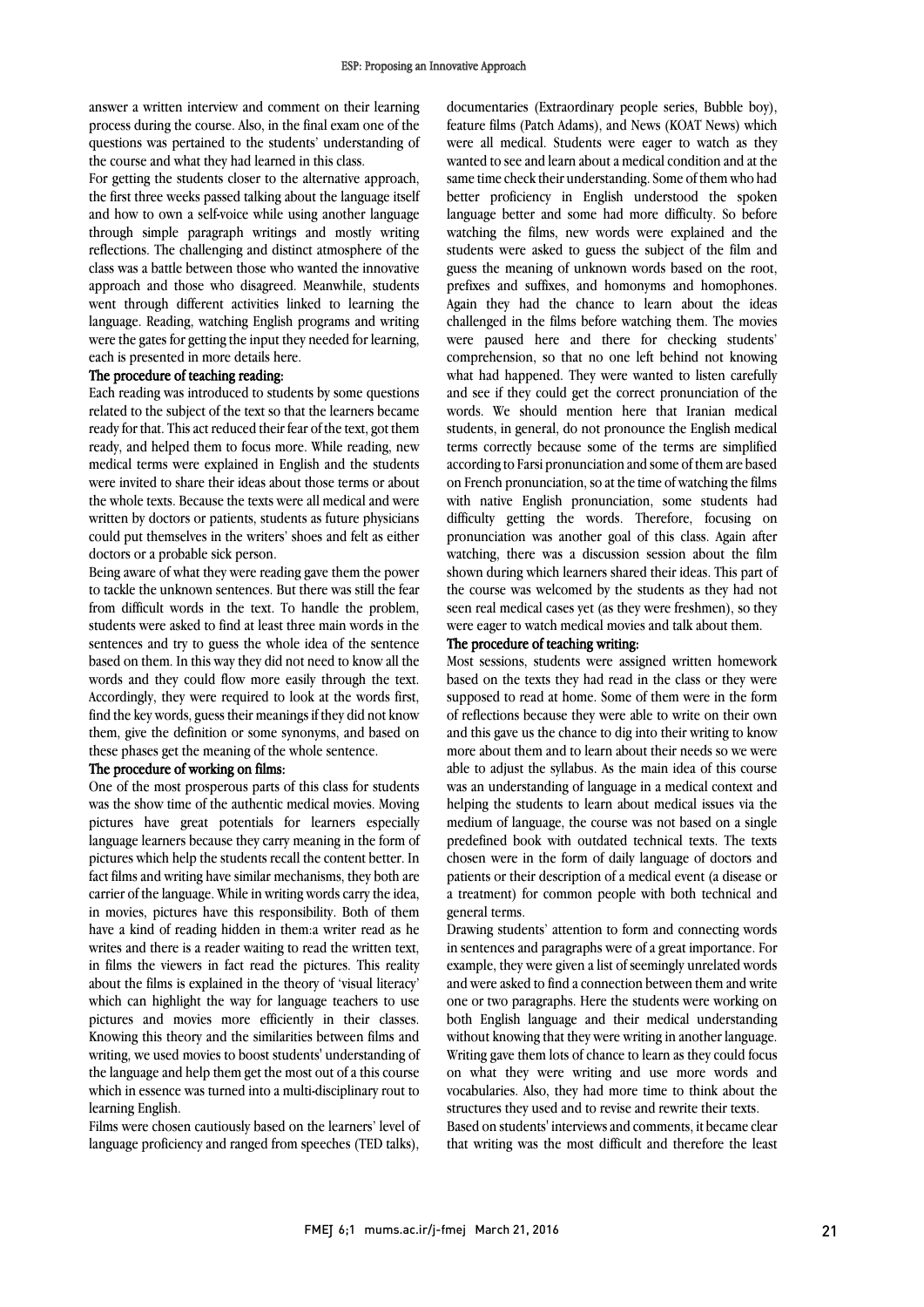answer a written interview and comment on their learning process during the course. Also, in the final exam one of the questions was pertained to the students' understanding of the course and what they had learned in this class.

For getting the students closer to the alternative approach, the first three weeks passed talking about the language itself and how to own a self-voice while using another language through simple paragraph writings and mostly writing reflections. The challenging and distinct atmosphere of the class was a battle between those who wanted the innovative approach and those who disagreed. Meanwhile, students went through different activities linked to learning the language. Reading, watching English programs and writing were the gates for getting the input they needed for learning, each is presented in more details here.

### The procedure of teaching reading:

Each reading was introduced to students by some questions related to the subject of the text so that the learners became ready for that. This act reduced their fear of the text, got them ready, and helped them to focus more. While reading, new medical terms were explained in English and the students were invited to share their ideas about those terms or about the whole texts. Because the texts were all medical and were written by doctors or patients, students as future physicians could put themselves in the writers' shoes and felt as either doctors or a probable sick person.

Being aware of what they were reading gave them the power to tackle the unknown sentences. But there was still the fear from difficult words in the text. To handle the problem, students were asked to find at least three main words in the sentences and try to guess the whole idea of the sentence based on them. In this way they did not need to know all the words and they could flow more easily through the text. Accordingly, they were required to look at the words first, find the key words, guess their meanings if they did not know them, give the definition or some synonyms, and based on these phases get the meaning of the whole sentence.

### The procedure of working on films:

One of the most prosperous parts of this class for students was the show time of the authentic medical movies. Moving pictures have great potentials for learners especially language learners because they carry meaning in the form of pictures which help the students recall the content better. In fact films and writing have similar mechanisms, they both are carrier of the language. While in writing words carry the idea, in movies, pictures have this responsibility. Both of them have a kind of reading hidden in them:a writer read as he writes and there is a reader waiting to read the written text, in films the viewers in fact read the pictures. This reality about the films is explained in the theory of 'visual literacy' which can highlight the way for language teachers to use pictures and movies more efficiently in their classes. Knowing this theory and the similarities between films and writing, we used movies to boost students' understanding of the language and help them get the most out of a this course which in essence was turned into a multi-disciplinary rout to learning English.

Films were chosen cautiously based on the learners' level of language proficiency and ranged from speeches (TED talks), documentaries (Extraordinary people series, Bubble boy), feature films (Patch Adams), and News (KOAT News) which were all medical. Students were eager to watch as they wanted to see and learn about a medical condition and at the same time check their understanding. Some of them who had better proficiency in English understood the spoken language better and some had more difficulty. So before watching the films, new words were explained and the students were asked to guess the subject of the film and guess the meaning of unknown words based on the root, prefixes and suffixes, and homonyms and homophones. Again they had the chance to learn about the ideas challenged in the films before watching them. The movies were paused here and there for checking students' comprehension, so that no one left behind not knowing what had happened. They were wanted to listen carefully and see if they could get the correct pronunciation of the words. We should mention here that Iranian medical students, in general, do not pronounce the English medical terms correctly because some of the terms are simplified according to Farsi pronunciation and some of them are based on French pronunciation, so at the time of watching the films with native English pronunciation, some students had difficulty getting the words. Therefore, focusing on pronunciation was another goal of this class. Again after watching, there was a discussion session about the film shown during which learners shared their ideas. This part of the course was welcomed by the students as they had not seen real medical cases yet (as they were freshmen), so they were eager to watch medical movies and talk about them.

### The procedure of teaching writing:

Most sessions, students were assigned written homework based on the texts they had read in the class or they were supposed to read at home. Some of them were in the form of reflections because they were able to write on their own and this gave us the chance to dig into their writing to know more about them and to learn about their needs so we were able to adjust the syllabus. As the main idea of this course was an understanding of language in a medical context and helping the students to learn about medical issues via the medium of language, the course was not based on a single predefined book with outdated technical texts. The texts chosen were in the form of daily language of doctors and patients or their description of a medical event (a disease or a treatment) for common people with both technical and general terms.

Drawing students' attention to form and connecting words in sentences and paragraphs were of a great importance. For example, they were given a list of seemingly unrelated words and were asked to find a connection between them and write one or two paragraphs. Here the students were working on both English language and their medical understanding without knowing that they were writing in another language. Writing gave them lots of chance to learn as they could focus on what they were writing and use more words and vocabularies. Also, they had more time to think about the structures they used and to revise and rewrite their texts.

Based on students' interviews and comments, it became clear that writing was the most difficult and therefore the least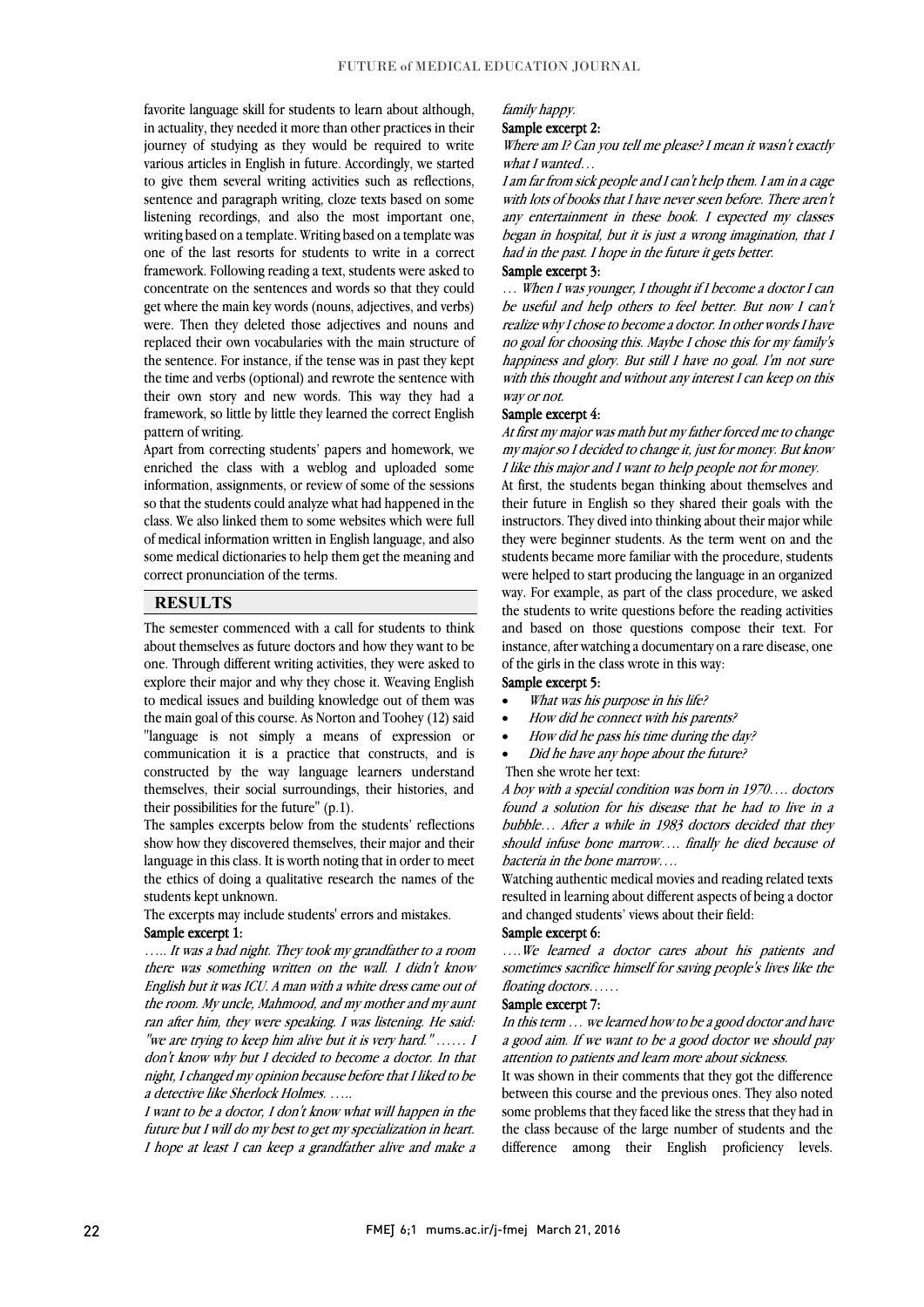favorite language skill for students to learn about although, in actuality, they needed it more than other practices in their journey of studying as they would be required to write various articles in English in future. Accordingly, we started to give them several writing activities such as reflections, sentence and paragraph writing, cloze texts based on some listening recordings, and also the most important one, writing based on a template. Writing based on a template was one of the last resorts for students to write in a correct framework. Following reading a text, students were asked to concentrate on the sentences and words so that they could get where the main key words (nouns, adjectives, and verbs) were. Then they deleted those adjectives and nouns and replaced their own vocabularies with the main structure of the sentence. For instance, if the tense was in past they kept the time and verbs (optional) and rewrote the sentence with their own story and new words. This way they had a framework, so little by little they learned the correct English pattern of writing.

Apart from correcting students' papers and homework, we enriched the class with a weblog and uploaded some information, assignments, or review of some of the sessions so that the students could analyze what had happened in the class. We also linked them to some websites which were full of medical information written in English language, and also some medical dictionaries to help them get the meaning and correct pronunciation of the terms.

## RESULTS

The semester commenced with a call for students to think about themselves as future doctors and how they want to be one. Through different writing activities, they were asked to explore their major and why they chose it. Weaving English to medical issues and building knowledge out of them was the main goal of this course. As Norton and Toohey (12) said "language is not simply a means of expression or communication it is a practice that constructs, and is constructed by the way language learners understand themselves, their social surroundings, their histories, and their possibilities for the future" (p.1).

The samples excerpts below from the students' reflections show how they discovered themselves, their major and their language in this class. It is worth noting that in order to meet the ethics of doing a qualitative research the names of the students kept unknown.

The excerpts may include students' errors and mistakes.

Sample excerpt 1:

*….. It was a bad night. They took my grandfather to a room there was something written on the wall. I didn't know English but it was ICU. A man with a white dress came out of the room. My uncle, Mahmood, and my mother and my aunt ran after him, they were speaking. I was listening. He said: "we are trying to keep him alive but it is very hard." …… I don't know why but I decided to become a doctor. In that night, I changed my opinion because before that I liked to be a detective like Sherlock Holmes. …..*

*I want to be a doctor, I don't know what will happen in the future but I will do my best to get my specialization in heart. I hope at least I can keep a grandfather alive and make a family happy.*

Sample excerpt 2:

*Where am I? Can you tell me please? I mean it wasn't exactly what I wanted…*

*I am far from sick people and I can't help them. I am in a cage with lots of books that I have never seen before. There aren't any entertainment in these book. I expected my classes began in hospital, but it is just a wrong imagination, that I had in the past. I hope in the future it gets better.*

Sample excerpt 3:

*… When I was younger, I thought if I become a doctor I can be useful and help others to feel better. But now I can't realize why I chose to become a doctor. In other words I have no goal for choosing this. Maybe I chose this for my family's happiness and glory. But still I have no goal. I'm not sure with this thought and without any interest I can keep on this way or not.*

Sample excerpt 4:

*At first my major was math but my father forced me to change my major so I decided to change it, just for money. But know I like this major and I want to help people not for money.*

At first, the students began thinking about themselves and their future in English so they shared their goals with the instructors. They dived into thinking about their major while they were beginner students. As the term went on and the students became more familiar with the procedure, students were helped to start producing the language in an organized way. For example, as part of the class procedure, we asked the students to write questions before the reading activities and based on those questions compose their text. For instance, after watching a documentary on a rare disease, one of the girls in the class wrote in this way:

Sample excerpt 5:

- *What was his purpose in his life?*
- *How did he connect with his parents?*
- *How did he pass his time during the day?*
- *Did he have any hope about the future?*

Then she wrote her text:

*A boy with a special condition was born in 1970…. doctors found a solution for his disease that he had to live in a bubble… After a while in 1983 doctors decided that they should infuse bone marrow…. finally he died because of bacteria in the bone marrow….*

Watching authentic medical movies and reading related texts resulted in learning about different aspects of being a doctor and changed students' views about their field:

Sample excerpt 6:

*….We learned a doctor cares about his patients and sometimes sacrifice himself for saving people's lives like the floating doctors……*

Sample excerpt 7:

*In this term … we learned how to be a good doctor and have a good aim. If we want to be a good doctor we should pay attention to patients and learn more about sickness.*

It was shown in their comments that they got the difference between this course and the previous ones. They also noted some problems that they faced like the stress that they had in the class because of the large number of students and the difference among their English proficiency levels.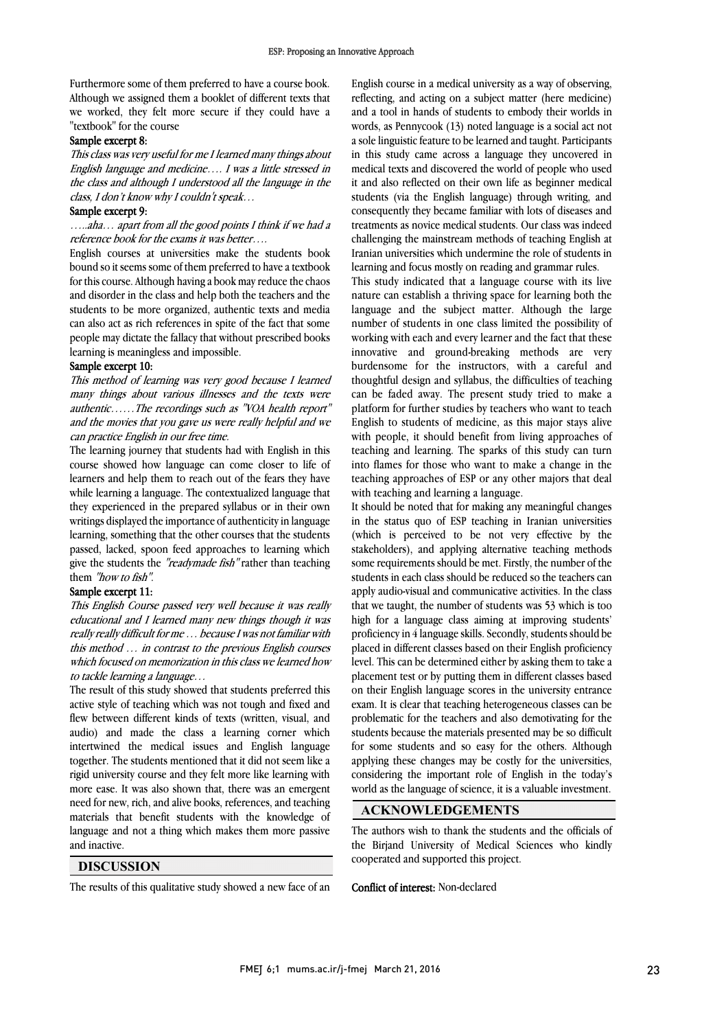Furthermore some of them preferred to have a course book. Although we assigned them a booklet of different texts that we worked, they felt more secure if they could have a "textbook" for the course

**Sample excerpt 8:**

*This class was very useful for me I learned many things about English language and medicine…. I was a little stressed in the class and although I understood all the language in the class, I don't know why I couldn't speak…*

**Sample excerpt 9:**

*…..aha… apart from all the good points I think if we had a reference book for the exams it was better….*

English courses at universities make the students book bound so it seems some of them preferred to have a textbook for this course. Although having a book may reduce the chaos and disorder in the class and help both the teachers and the students to be more organized, authentic texts and media can also act as rich references in spite of the fact that some people may dictate the fallacy that without prescribed books learning is meaningless and impossible.

**Sample excerpt 10:**

*This method of learning was very good because I learned many things about various illnesses and the texts were authentic……The recordings such as "VOA health report" and the movies that you gave us were really helpful and we can practice English in our free time.*

The learning journey that students had with English in this course showed how language can come closer to life of learners and help them to reach out of the fears they have while learning a language. The contextualized language that they experienced in the prepared syllabus or in their own writings displayed the importance of authenticity in language learning, something that the other courses that the students passed, lacked, spoon feed approaches to learning which give the students the *"readymade fish"* rather than teaching them *"how to fish"*.

**Sample excerpt 11:**

*This English Course passed very well because it was really educational and I learned many new things though it was really really difficult for me … because I was not familiar with this method … in contrast to the previous English courses which focused on memorization in this class we learned how to tackle learning a language…*

The result of this study showed that students preferred this active style of teaching which was not tough and fixed and flew between different kinds of texts (written, visual, and audio) and made the class a learning corner which intertwined the medical issues and English language together. The students mentioned that it did not seem like a rigid university course and they felt more like learning with more ease. It was also shown that, there was an emergent need for new, rich, and alive books, references, and teaching materials that benefit students with the knowledge of language and not a thing which makes them more passive and inactive.

## DISCUSSION

The results of this qualitative study showed a new face of an English course in a medical university as a way of observing, reflecting, and acting on a subject matter (here medicine) and a tool in hands of students to embody their worlds in words, as Pennycook (13) noted language is a social act not a sole linguistic feature to be learned and taught. Participants in this study came across a language they uncovered in medical texts and discovered the world of people who used it and also reflected on their own life as beginner medical students (via the English language) through writing, and consequently they became familiar with lots of diseases and treatments as novice medical students. Our class was indeed challenging the mainstream methods of teaching English at Iranian universities which undermine the role of students in learning and focus mostly on reading and grammar rules.

This study indicated that a language course with its live nature can establish a thriving space for learning both the language and the subject matter. Although the large number of students in one class limited the possibility of working with each and every learner and the fact that these innovative and ground-breaking methods are very burdensome for the instructors, with a careful and thoughtful design and syllabus, the difficulties of teaching can be faded away. The present study tried to make a platform for further studies by teachers who want to teach English to students of medicine, as this major stays alive with people, it should benefit from living approaches of teaching and learning. The sparks of this study can turn into flames for those who want to make a change in the teaching approaches of ESP or any other majors that deal with teaching and learning a language.

It should be noted that for making any meaningful changes in the status quo of ESP teaching in Iranian universities (which is perceived to be not very effective by the stakeholders), and applying alternative teaching methods some requirements should be met. Firstly, the number of the students in each class should be reduced so the teachers can apply audio-visual and communicative activities. In the class that we taught, the number of students was 53 which is too high for a language class aiming at improving students' proficiency in 4 language skills. Secondly, students should be placed in different classes based on their English proficiency level. This can be determined either by asking them to take a placement test or by putting them in different classes based on their English language scores in the university entrance exam. It is clear that teaching heterogeneous classes can be problematic for the teachers and also demotivating for the students because the materials presented may be so difficult for some students and so easy for the others. Although applying these changes may be costly for the universities, considering the important role of English in the today's world as the language of science, it is a valuable investment.

## ACKNOWLEDGEMENTS

The authors wish to thank the students and the officials of the Birjand University of Medical Sciences who kindly cooperated and supported this project.

**Conflict of interest:** Non-declared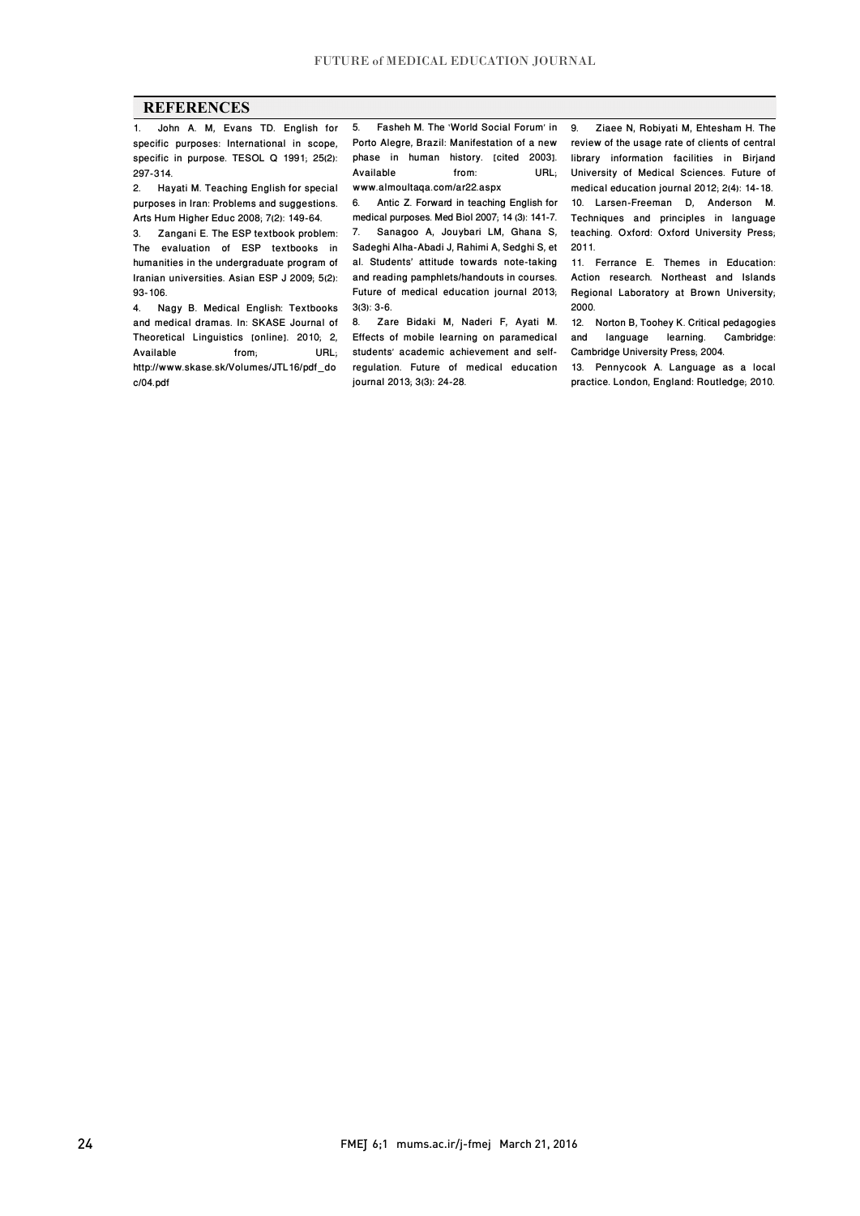## REFERENCES

1. John A. M, Evans TD. English for specific purposes: International in scope, specific in purpose. TESOL Q 1991; 25(2): 297-314.
2. Hayati M. Teaching English for special purposes in Iran: Problems and suggestions. Arts Hum Higher Educ 2008; 7(2): 149-64.
3. Zangani E. The ESP textbook problem: The evaluation of ESP textbooks in humanities in the undergraduate program of Iranian universities. Asian ESP J 2009; 5(2): 93-106.
4. Nagy B. Medical English: Textbooks and medical dramas. In: SKASE Journal of Theoretical Linguistics [online]. 2010; 2, Available from; URL; http://www.skase.sk/Volumes/JTL16/pdf_doc/04.pdf
5. Fasheh M. The 'World Social Forum' in Porto Alegre, Brazil: Manifestation of a new phase in human history. [cited 2003]. Available from: URL; www.almoultaqa.com/ar22.aspx
6. Antic Z. Forward in teaching English for medical purposes. Med Biol 2007; 14 (3): 141-7.
7. Sanagoo A, Jouybari LM, Ghana S, Sadeghi Alha-Abadi J, Rahimi A, Sedghi S, et al. Students' attitude towards note-taking and reading pamphlets/handouts in courses. Future of medical education journal 2013; 3(3): 3-6.
8. Zare Bidaki M, Naderi F, Ayati M. Effects of mobile learning on paramedical students' academic achievement and self-regulation. Future of medical education journal 2013; 3(3): 24-28.
9. Ziaee N, Robiyati M, Ehtesham H. The review of the usage rate of clients of central library information facilities in Birjand University of Medical Sciences. Future of medical education journal 2012; 2(4): 14-18.
10. Larsen-Freeman D, Anderson M. Techniques and principles in language teaching. Oxford: Oxford University Press; 2011.
11. Ferrance E. Themes in Education: Action research. Northeast and Islands Regional Laboratory at Brown University; 2000.
12. Norton B, Toohey K. Critical pedagogies and language learning. Cambridge: Cambridge University Press; 2004.
13. Pennycook A. Language as a local practice. London, England: Routledge; 2010.